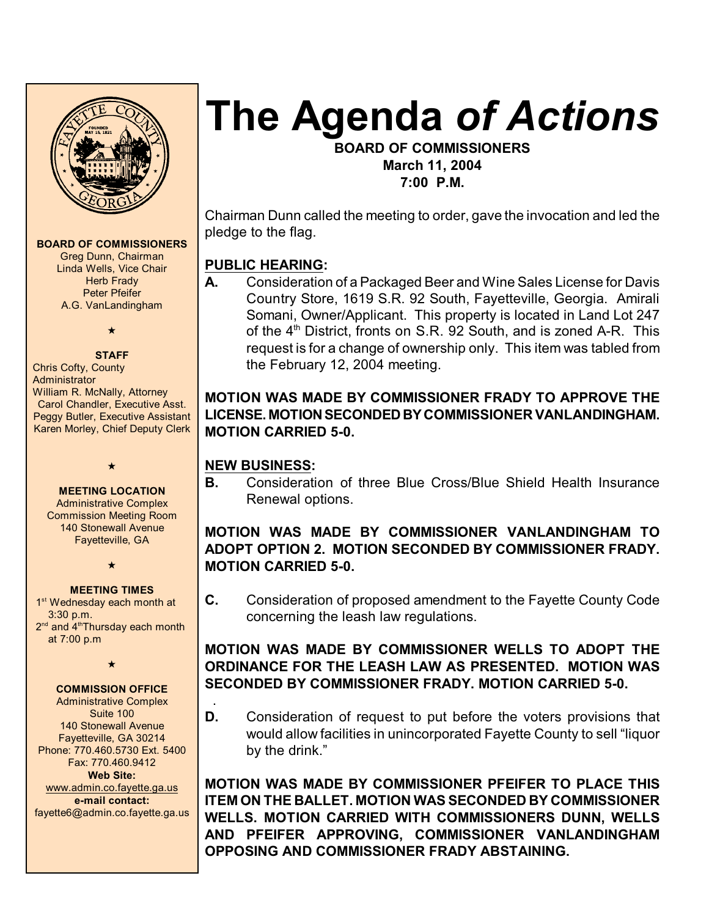# The Agenda *of Actions*

**BOARD OF COMMISSIONERS**
**March 11, 2004**
**7:00 P.M.**

Chairman Dunn called the meeting to order, gave the invocation and led the pledge to the flag.

**PUBLIC HEARING:**

**A.** Consideration of a Packaged Beer and Wine Sales License for Davis Country Store, 1619 S.R. 92 South, Fayetteville, Georgia. Amirali Somani, Owner/Applicant. This property is located in Land Lot 247 of the 4th District, fronts on S.R. 92 South, and is zoned A-R. This request is for a change of ownership only. This item was tabled from the February 12, 2004 meeting.

**MOTION WAS MADE BY COMMISSIONER FRADY TO APPROVE THE LICENSE. MOTION SECONDED BY COMMISSIONER VANLANDINGHAM. MOTION CARRIED 5-0.**

**NEW BUSINESS:**

**B.** Consideration of three Blue Cross/Blue Shield Health Insurance Renewal options.

**MOTION WAS MADE BY COMMISSIONER VANLANDINGHAM TO ADOPT OPTION 2. MOTION SECONDED BY COMMISSIONER FRADY. MOTION CARRIED 5-0.**

**C.** Consideration of proposed amendment to the Fayette County Code concerning the leash law regulations.

**MOTION WAS MADE BY COMMISSIONER WELLS TO ADOPT THE ORDINANCE FOR THE LEASH LAW AS PRESENTED. MOTION WAS SECONDED BY COMMISSIONER FRADY. MOTION CARRIED 5-0.**

**D.** Consideration of request to put before the voters provisions that would allow facilities in unincorporated Fayette County to sell "liquor by the drink."

**MOTION WAS MADE BY COMMISSIONER PFEIFER TO PLACE THIS ITEM ON THE BALLET. MOTION WAS SECONDED BY COMMISSIONER WELLS. MOTION CARRIED WITH COMMISSIONERS DUNN, WELLS AND PFEIFER APPROVING, COMMISSIONER VANLANDINGHAM OPPOSING AND COMMISSIONER FRADY ABSTAINING.**

---

**BOARD OF COMMISSIONERS**
Greg Dunn, Chairman
Linda Wells, Vice Chair
Herb Frady
Peter Pfeifer
A.G. VanLandingham

**STAFF**
Chris Cofty, County Administrator
William R. McNally, Attorney
Carol Chandler, Executive Asst.
Peggy Butler, Executive Assistant
Karen Morley, Chief Deputy Clerk

**MEETING LOCATION**
Administrative Complex
Commission Meeting Room
140 Stonewall Avenue
Fayetteville, GA

**MEETING TIMES**
1st Wednesday each month at 3:30 p.m.
2nd and 4th Thursday each month at 7:00 p.m

**COMMISSION OFFICE**
Administrative Complex
Suite 100
140 Stonewall Avenue
Fayetteville, GA 30214
Phone: 770.460.5730 Ext. 5400
Fax: 770.460.9412
**Web Site:**
www.admin.co.fayette.ga.us
**e-mail contact:**
fayette6@admin.co.fayette.ga.us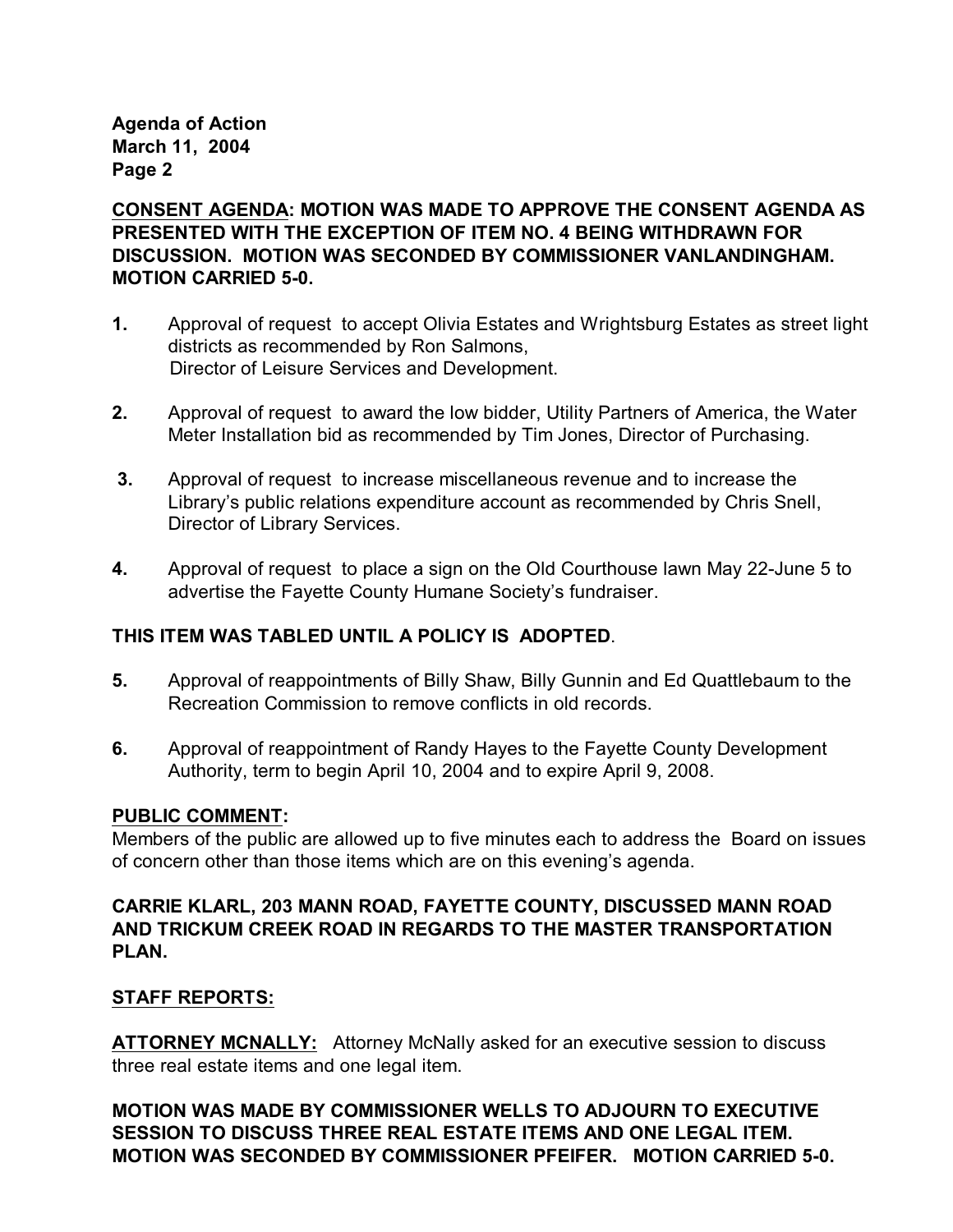**Agenda of Action**
**March 11, 2004**

**<u>CONSENT AGENDA</u>: MOTION WAS MADE TO APPROVE THE CONSENT AGENDA AS PRESENTED WITH THE EXCEPTION OF ITEM NO. 4 BEING WITHDRAWN FOR DISCUSSION. MOTION WAS SECONDED BY COMMISSIONER VANLANDINGHAM. MOTION CARRIED 5-0.**

1. Approval of request to accept Olivia Estates and Wrightsburg Estates as street light districts as recommended by Ron Salmons, Director of Leisure Services and Development.

2. Approval of request to award the low bidder, Utility Partners of America, the Water Meter Installation bid as recommended by Tim Jones, Director of Purchasing.

3. Approval of request to increase miscellaneous revenue and to increase the Library's public relations expenditure account as recommended by Chris Snell, Director of Library Services.

4. Approval of request to place a sign on the Old Courthouse lawn May 22-June 5 to advertise the Fayette County Humane Society's fundraiser.

**THIS ITEM WAS TABLED UNTIL A POLICY IS ADOPTED**.

5. Approval of reappointments of Billy Shaw, Billy Gunnin and Ed Quattlebaum to the Recreation Commission to remove conflicts in old records.

6. Approval of reappointment of Randy Hayes to the Fayette County Development Authority, term to begin April 10, 2004 and to expire April 9, 2008.

**<u>PUBLIC COMMENT</u>:**
Members of the public are allowed up to five minutes each to address the Board on issues of concern other than those items which are on this evening's agenda.

**CARRIE KLARL, 203 MANN ROAD, FAYETTE COUNTY, DISCUSSED MANN ROAD AND TRICKUM CREEK ROAD IN REGARDS TO THE MASTER TRANSPORTATION PLAN.**

**<u>STAFF REPORTS:</u>**

**<u>ATTORNEY MCNALLY:</u>** Attorney McNally asked for an executive session to discuss three real estate items and one legal item.

**MOTION WAS MADE BY COMMISSIONER WELLS TO ADJOURN TO EXECUTIVE SESSION TO DISCUSS THREE REAL ESTATE ITEMS AND ONE LEGAL ITEM. MOTION WAS SECONDED BY COMMISSIONER PFEIFER. MOTION CARRIED 5-0.**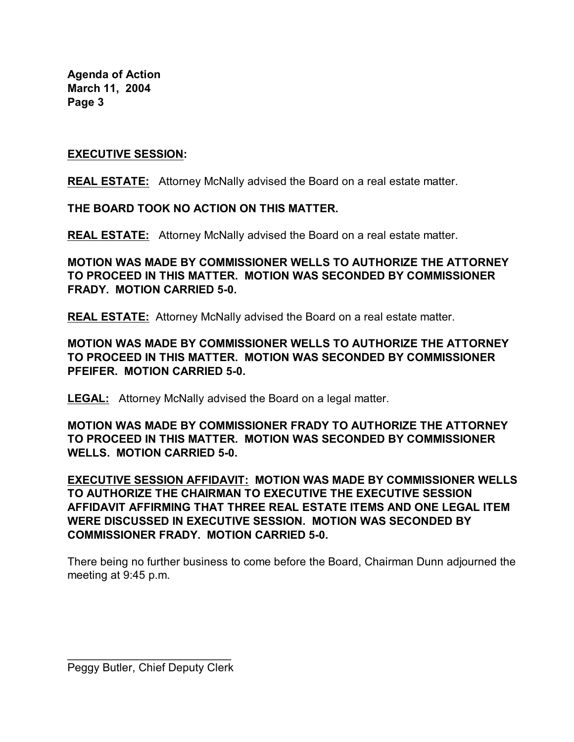**EXECUTIVE SESSION:**

**REAL ESTATE:** Attorney McNally advised the Board on a real estate matter.

**THE BOARD TOOK NO ACTION ON THIS MATTER.**

**REAL ESTATE:** Attorney McNally advised the Board on a real estate matter.

**MOTION WAS MADE BY COMMISSIONER WELLS TO AUTHORIZE THE ATTORNEY TO PROCEED IN THIS MATTER. MOTION WAS SECONDED BY COMMISSIONER FRADY. MOTION CARRIED 5-0.**

**REAL ESTATE:** Attorney McNally advised the Board on a real estate matter.

**MOTION WAS MADE BY COMMISSIONER WELLS TO AUTHORIZE THE ATTORNEY TO PROCEED IN THIS MATTER. MOTION WAS SECONDED BY COMMISSIONER PFEIFER. MOTION CARRIED 5-0.**

**LEGAL:** Attorney McNally advised the Board on a legal matter.

**MOTION WAS MADE BY COMMISSIONER FRADY TO AUTHORIZE THE ATTORNEY TO PROCEED IN THIS MATTER. MOTION WAS SECONDED BY COMMISSIONER WELLS. MOTION CARRIED 5-0.**

**EXECUTIVE SESSION AFFIDAVIT: MOTION WAS MADE BY COMMISSIONER WELLS TO AUTHORIZE THE CHAIRMAN TO EXECUTIVE THE EXECUTIVE SESSION AFFIDAVIT AFFIRMING THAT THREE REAL ESTATE ITEMS AND ONE LEGAL ITEM WERE DISCUSSED IN EXECUTIVE SESSION. MOTION WAS SECONDED BY COMMISSIONER FRADY. MOTION CARRIED 5-0.**

There being no further business to come before the Board, Chairman Dunn adjourned the meeting at 9:45 p.m.

___________________________
Peggy Butler, Chief Deputy Clerk